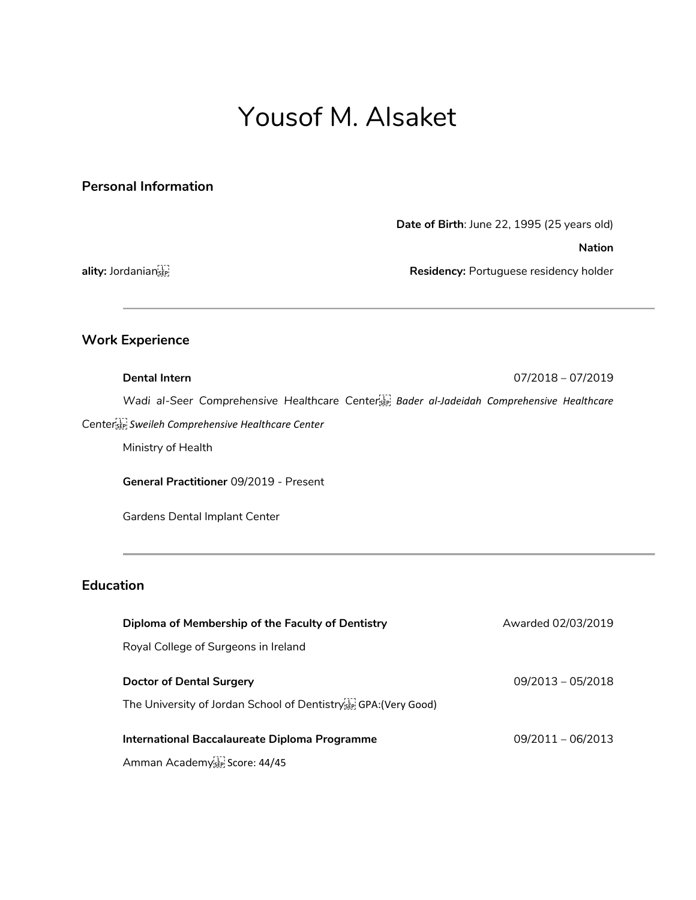# Yousof M. Alsaket

## Personal Information

**Date of Birth**: June 22, 1995 (25 years old)

**Nationality:** Jordanian

**Residency:** Portuguese residency holder

---

## Work Experience

**Dental Intern** 07/2018 – 07/2019

Wadi al-Seer Comprehensive Healthcare Center
*Bader al-Jadeidah Comprehensive Healthcare Center*
*Sweileh Comprehensive Healthcare Center*

Ministry of Health

**General Practitioner** 09/2019 - Present

Gardens Dental Implant Center

---

## Education

**Diploma of Membership of the Faculty of Dentistry** Awarded 02/03/2019

Royal College of Surgeons in Ireland

**Doctor of Dental Surgery** 09/2013 – 05/2018

The University of Jordan School of Dentistry
GPA:(Very Good)

**International Baccalaureate Diploma Programme** 09/2011 – 06/2013

Amman Academy
Score: 44/45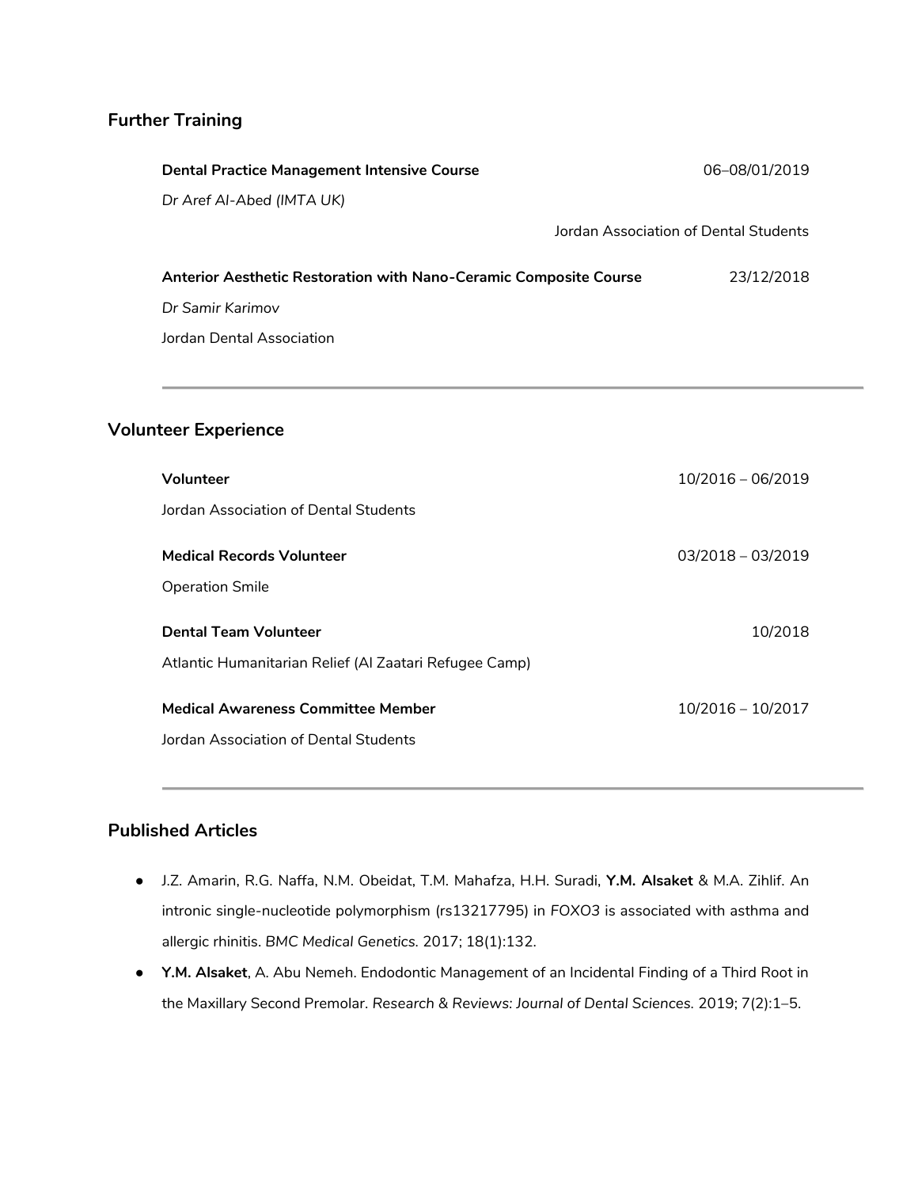## Further Training

**Dental Practice Management Intensive Course** 06–08/01/2019

*Dr Aref Al-Abed (IMTA UK)*

Jordan Association of Dental Students

**Anterior Aesthetic Restoration with Nano-Ceramic Composite Course** 23/12/2018

*Dr Samir Karimov*

Jordan Dental Association

---

## Volunteer Experience

**Volunteer** 10/2016 – 06/2019

Jordan Association of Dental Students

**Medical Records Volunteer** 03/2018 – 03/2019

Operation Smile

**Dental Team Volunteer** 10/2018

Atlantic Humanitarian Relief (Al Zaatari Refugee Camp)

**Medical Awareness Committee Member** 10/2016 – 10/2017

Jordan Association of Dental Students

---

## Published Articles

- J.Z. Amarin, R.G. Naffa, N.M. Obeidat, T.M. Mahafza, H.H. Suradi, **Y.M. Alsaket** & M.A. Zihlif. An intronic single-nucleotide polymorphism (rs13217795) in *FOXO3* is associated with asthma and allergic rhinitis. *BMC Medical Genetics.* 2017; 18(1):132.
- **Y.M. Alsaket**, A. Abu Nemeh. Endodontic Management of an Incidental Finding of a Third Root in the Maxillary Second Premolar. *Research & Reviews: Journal of Dental Sciences.* 2019; 7(2):1–5.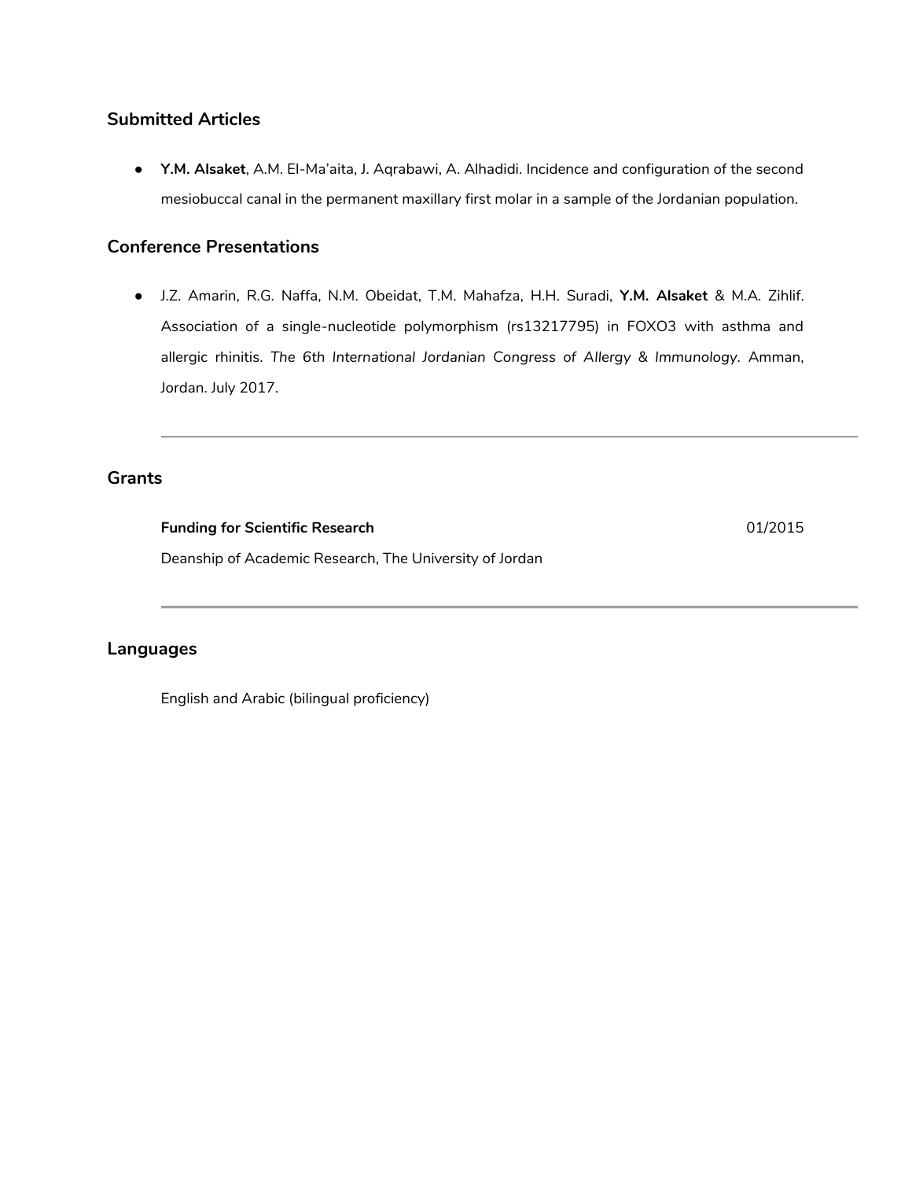### Submitted Articles

- **Y.M. Alsaket**, A.M. El-Ma'aita, J. Aqrabawi, A. Alhadidi. Incidence and configuration of the second mesiobuccal canal in the permanent maxillary first molar in a sample of the Jordanian population.

### Conference Presentations

- J.Z. Amarin, R.G. Naffa, N.M. Obeidat, T.M. Mahafza, H.H. Suradi, **Y.M. Alsaket** & M.A. Zihlif. Association of a single-nucleotide polymorphism (rs13217795) in FOXO3 with asthma and allergic rhinitis. *The 6th International Jordanian Congress of Allergy & Immunology*. Amman, Jordan. July 2017.

---

### Grants

**Funding for Scientific Research** 01/2015

Deanship of Academic Research, The University of Jordan

---

### Languages

English and Arabic (bilingual proficiency)